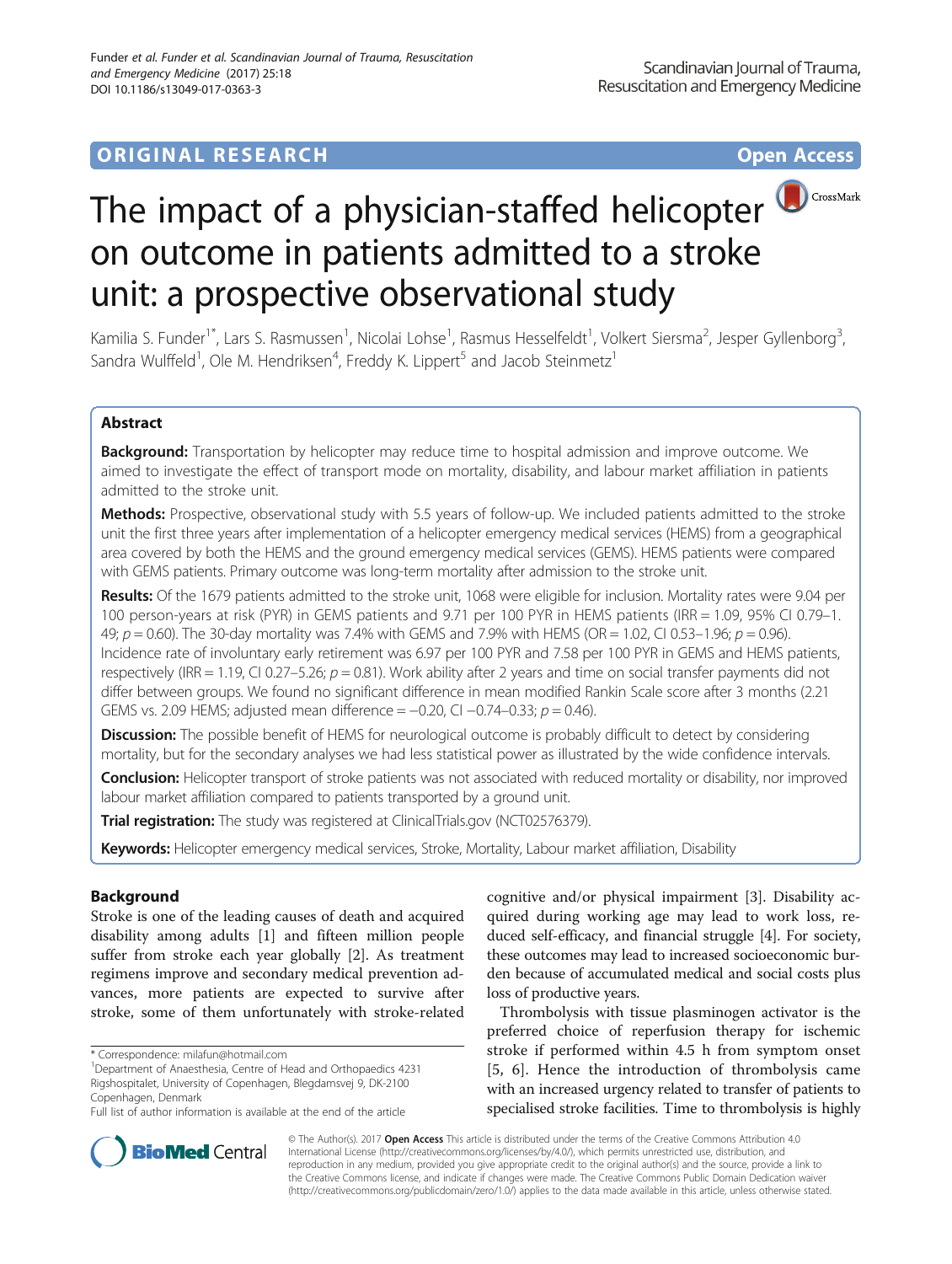ORIGINAL RESEARCH

Open Access

# The impact of a physician-staffed helicopter on outcome in patients admitted to a stroke unit: a prospective observational study

Kamilia S. Funder[1*], Lars S. Rasmussen[1], Nicolai Lohse[1], Rasmus Hesselfeldt[1], Volkert Siersma[2], Jesper Gyllenborg[3], Sandra Wulffeld[1], Ole M. Hendriksen[4], Freddy K. Lippert[5] and Jacob Steinmetz[1]

## Abstract

**Background:** Transportation by helicopter may reduce time to hospital admission and improve outcome. We aimed to investigate the effect of transport mode on mortality, disability, and labour market affiliation in patients admitted to the stroke unit.

**Methods:** Prospective, observational study with 5.5 years of follow-up. We included patients admitted to the stroke unit the first three years after implementation of a helicopter emergency medical services (HEMS) from a geographical area covered by both the HEMS and the ground emergency medical services (GEMS). HEMS patients were compared with GEMS patients. Primary outcome was long-term mortality after admission to the stroke unit.

**Results:** Of the 1679 patients admitted to the stroke unit, 1068 were eligible for inclusion. Mortality rates were 9.04 per 100 person-years at risk (PYR) in GEMS patients and 9.71 per 100 PYR in HEMS patients (IRR = 1.09, 95% CI 0.79–1.49; $p = 0.60$). The 30-day mortality was 7.4% with GEMS and 7.9% with HEMS (OR = 1.02, CI 0.53–1.96; $p = 0.96$). Incidence rate of involuntary early retirement was 6.97 per 100 PYR and 7.58 per 100 PYR in GEMS and HEMS patients, respectively (IRR = 1.19, CI 0.27–5.26; $p = 0.81$). Work ability after 2 years and time on social transfer payments did not differ between groups. We found no significant difference in mean modified Rankin Scale score after 3 months (2.21 GEMS vs. 2.09 HEMS; adjusted mean difference = −0.20, CI −0.74–0.33; $p = 0.46$).

**Discussion:** The possible benefit of HEMS for neurological outcome is probably difficult to detect by considering mortality, but for the secondary analyses we had less statistical power as illustrated by the wide confidence intervals.

**Conclusion:** Helicopter transport of stroke patients was not associated with reduced mortality or disability, nor improved labour market affiliation compared to patients transported by a ground unit.

**Trial registration:** The study was registered at ClinicalTrials.gov (NCT02576379).

**Keywords:** Helicopter emergency medical services, Stroke, Mortality, Labour market affiliation, Disability

## Background

Stroke is one of the leading causes of death and acquired disability among adults [1] and fifteen million people suffer from stroke each year globally [2]. As treatment regimens improve and secondary medical prevention advances, more patients are expected to survive after stroke, some of them unfortunately with stroke-related cognitive and/or physical impairment [3]. Disability acquired during working age may lead to work loss, reduced self-efficacy, and financial struggle [4]. For society, these outcomes may lead to increased socioeconomic burden because of accumulated medical and social costs plus loss of productive years.

Thrombolysis with tissue plasminogen activator is the preferred choice of reperfusion therapy for ischemic stroke if performed within 4.5 h from symptom onset [5, 6]. Hence the introduction of thrombolysis came with an increased urgency related to transfer of patients to specialised stroke facilities. Time to thrombolysis is highly

\* Correspondence: milafun@hotmail.com
[1]Department of Anaesthesia, Centre of Head and Orthopaedics 4231 Rigshospitalet, University of Copenhagen, Blegdamsvej 9, DK-2100 Copenhagen, Denmark
Full list of author information is available at the end of the article

© The Author(s). 2017 **Open Access** This article is distributed under the terms of the Creative Commons Attribution 4.0 International License (http://creativecommons.org/licenses/by/4.0/), which permits unrestricted use, distribution, and reproduction in any medium, provided you give appropriate credit to the original author(s) and the source, provide a link to the Creative Commons license, and indicate if changes were made. The Creative Commons Public Domain Dedication waiver (http://creativecommons.org/publicdomain/zero/1.0/) applies to the data made available in this article, unless otherwise stated.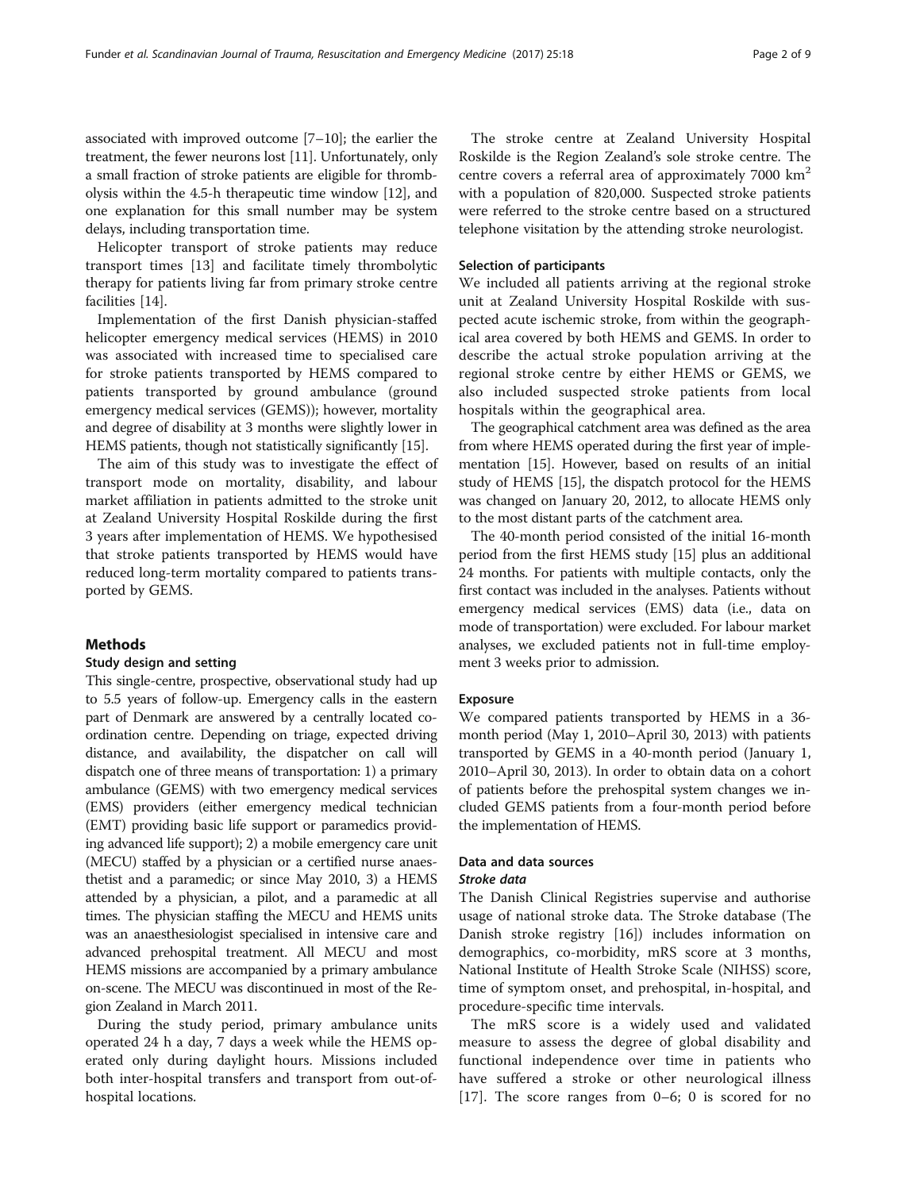associated with improved outcome [7–10]; the earlier the treatment, the fewer neurons lost [11]. Unfortunately, only a small fraction of stroke patients are eligible for thrombolysis within the 4.5-h therapeutic time window [12], and one explanation for this small number may be system delays, including transportation time.

Helicopter transport of stroke patients may reduce transport times [13] and facilitate timely thrombolytic therapy for patients living far from primary stroke centre facilities [14].

Implementation of the first Danish physician-staffed helicopter emergency medical services (HEMS) in 2010 was associated with increased time to specialised care for stroke patients transported by HEMS compared to patients transported by ground ambulance (ground emergency medical services (GEMS)); however, mortality and degree of disability at 3 months were slightly lower in HEMS patients, though not statistically significantly [15].

The aim of this study was to investigate the effect of transport mode on mortality, disability, and labour market affiliation in patients admitted to the stroke unit at Zealand University Hospital Roskilde during the first 3 years after implementation of HEMS. We hypothesised that stroke patients transported by HEMS would have reduced long-term mortality compared to patients transported by GEMS.

## Methods

### Study design and setting

This single-centre, prospective, observational study had up to 5.5 years of follow-up. Emergency calls in the eastern part of Denmark are answered by a centrally located coordination centre. Depending on triage, expected driving distance, and availability, the dispatcher on call will dispatch one of three means of transportation: 1) a primary ambulance (GEMS) with two emergency medical services (EMS) providers (either emergency medical technician (EMT) providing basic life support or paramedics providing advanced life support); 2) a mobile emergency care unit (MECU) staffed by a physician or a certified nurse anaesthetist and a paramedic; or since May 2010, 3) a HEMS attended by a physician, a pilot, and a paramedic at all times. The physician staffing the MECU and HEMS units was an anaesthesiologist specialised in intensive care and advanced prehospital treatment. All MECU and most HEMS missions are accompanied by a primary ambulance on-scene. The MECU was discontinued in most of the Region Zealand in March 2011.

During the study period, primary ambulance units operated 24 h a day, 7 days a week while the HEMS operated only during daylight hours. Missions included both inter-hospital transfers and transport from out-of-hospital locations.

The stroke centre at Zealand University Hospital Roskilde is the Region Zealand's sole stroke centre. The centre covers a referral area of approximately 7000 km$^2$ with a population of 820,000. Suspected stroke patients were referred to the stroke centre based on a structured telephone visitation by the attending stroke neurologist.

### Selection of participants

We included all patients arriving at the regional stroke unit at Zealand University Hospital Roskilde with suspected acute ischemic stroke, from within the geographical area covered by both HEMS and GEMS. In order to describe the actual stroke population arriving at the regional stroke centre by either HEMS or GEMS, we also included suspected stroke patients from local hospitals within the geographical area.

The geographical catchment area was defined as the area from where HEMS operated during the first year of implementation [15]. However, based on results of an initial study of HEMS [15], the dispatch protocol for the HEMS was changed on January 20, 2012, to allocate HEMS only to the most distant parts of the catchment area.

The 40-month period consisted of the initial 16-month period from the first HEMS study [15] plus an additional 24 months. For patients with multiple contacts, only the first contact was included in the analyses. Patients without emergency medical services (EMS) data (i.e., data on mode of transportation) were excluded. For labour market analyses, we excluded patients not in full-time employment 3 weeks prior to admission.

### Exposure

We compared patients transported by HEMS in a 36-month period (May 1, 2010–April 30, 2013) with patients transported by GEMS in a 40-month period (January 1, 2010–April 30, 2013). In order to obtain data on a cohort of patients before the prehospital system changes we included GEMS patients from a four-month period before the implementation of HEMS.

### Data and data sources

#### *Stroke data*

The Danish Clinical Registries supervise and authorise usage of national stroke data. The Stroke database (The Danish stroke registry [16]) includes information on demographics, co-morbidity, mRS score at 3 months, National Institute of Health Stroke Scale (NIHSS) score, time of symptom onset, and prehospital, in-hospital, and procedure-specific time intervals.

The mRS score is a widely used and validated measure to assess the degree of global disability and functional independence over time in patients who have suffered a stroke or other neurological illness [17]. The score ranges from 0–6; 0 is scored for no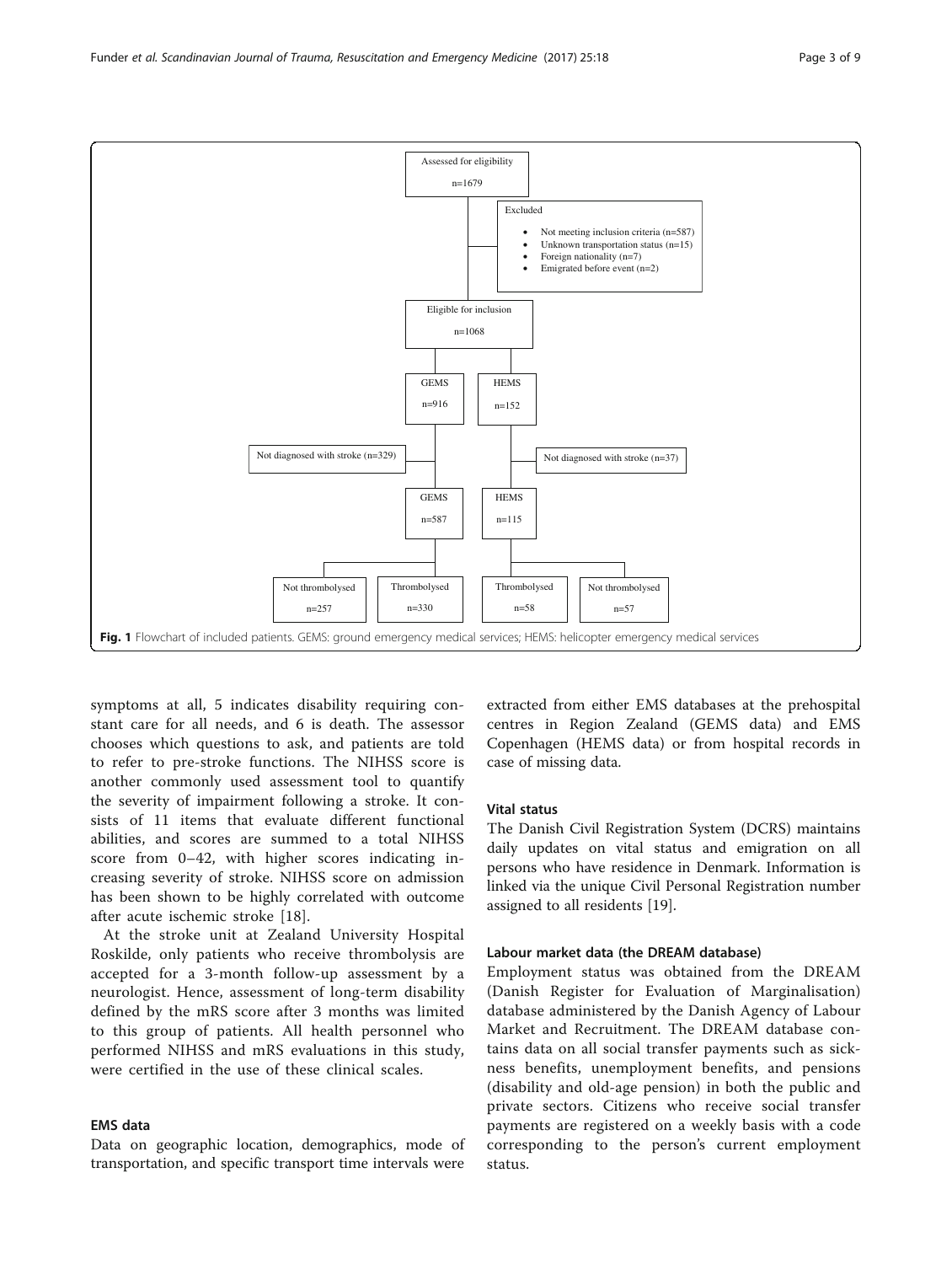Fig. 1 Flowchart of included patients. GEMS: ground emergency medical services; HEMS: helicopter emergency medical services

symptoms at all, 5 indicates disability requiring constant care for all needs, and 6 is death. The assessor chooses which questions to ask, and patients are told to refer to pre-stroke functions. The NIHSS score is another commonly used assessment tool to quantify the severity of impairment following a stroke. It consists of 11 items that evaluate different functional abilities, and scores are summed to a total NIHSS score from 0–42, with higher scores indicating increasing severity of stroke. NIHSS score on admission has been shown to be highly correlated with outcome after acute ischemic stroke [18].

At the stroke unit at Zealand University Hospital Roskilde, only patients who receive thrombolysis are accepted for a 3-month follow-up assessment by a neurologist. Hence, assessment of long-term disability defined by the mRS score after 3 months was limited to this group of patients. All health personnel who performed NIHSS and mRS evaluations in this study, were certified in the use of these clinical scales.

### EMS data

Data on geographic location, demographics, mode of transportation, and specific transport time intervals were extracted from either EMS databases at the prehospital centres in Region Zealand (GEMS data) and EMS Copenhagen (HEMS data) or from hospital records in case of missing data.

### Vital status

The Danish Civil Registration System (DCRS) maintains daily updates on vital status and emigration on all persons who have residence in Denmark. Information is linked via the unique Civil Personal Registration number assigned to all residents [19].

### Labour market data (the DREAM database)

Employment status was obtained from the DREAM (Danish Register for Evaluation of Marginalisation) database administered by the Danish Agency of Labour Market and Recruitment. The DREAM database contains data on all social transfer payments such as sickness benefits, unemployment benefits, and pensions (disability and old-age pension) in both the public and private sectors. Citizens who receive social transfer payments are registered on a weekly basis with a code corresponding to the person's current employment status.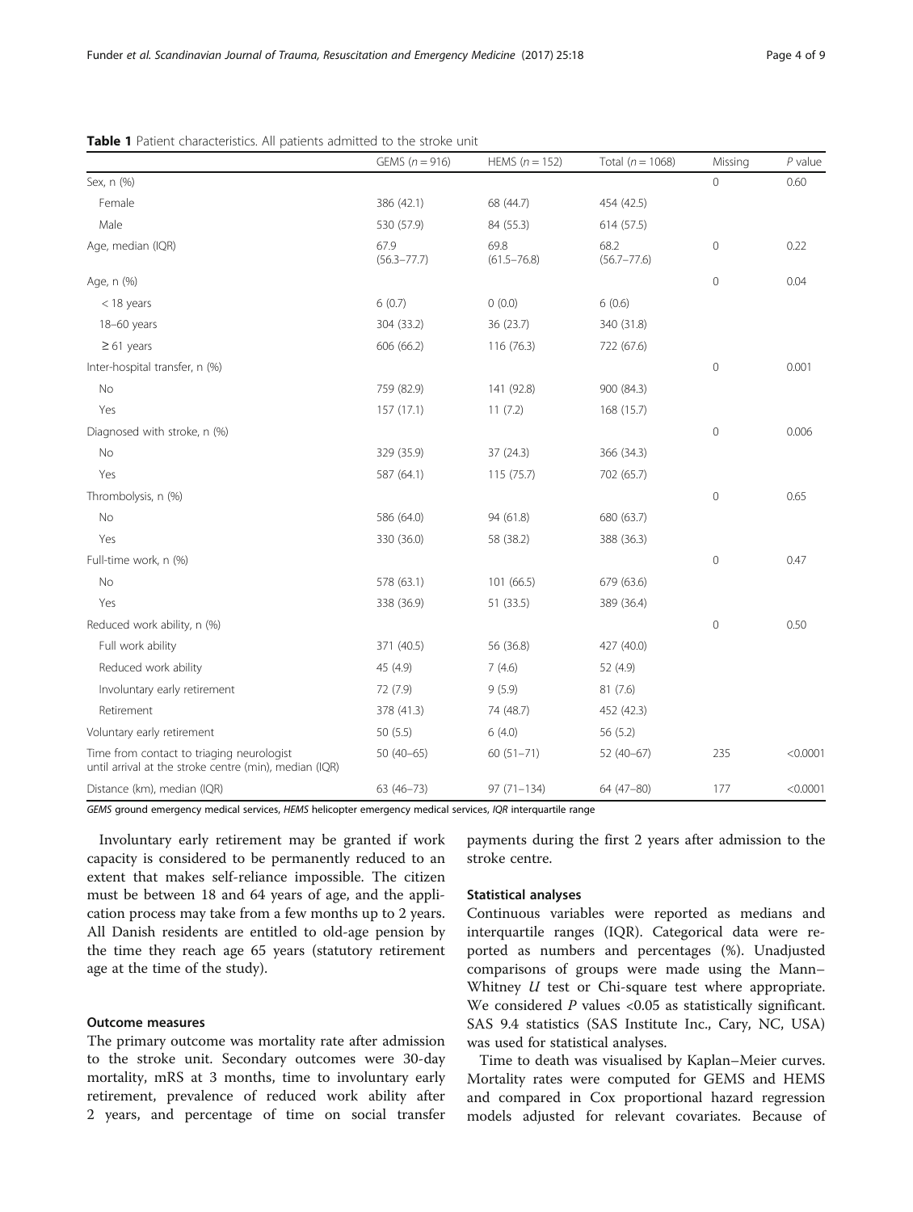**Table 1** Patient characteristics. All patients admitted to the stroke unit

| | GEMS ($n = 916$) | HEMS ($n = 152$) | Total ($n = 1068$) | Missing | $P$ value |
|---|---|---|---|---|---|
| Sex, n (%) | | | | 0 | 0.60 |
| Female | 386 (42.1) | 68 (44.7) | 454 (42.5) | | |
| Male | 530 (57.9) | 84 (55.3) | 614 (57.5) | | |
| Age, median (IQR) | 67.9 (56.3–77.7) | 69.8 (61.5–76.8) | 68.2 (56.7–77.6) | 0 | 0.22 |
| Age, n (%) | | | | 0 | 0.04 |
| < 18 years | 6 (0.7) | 0 (0.0) | 6 (0.6) | | |
| 18–60 years | 304 (33.2) | 36 (23.7) | 340 (31.8) | | |
| ≥ 61 years | 606 (66.2) | 116 (76.3) | 722 (67.6) | | |
| Inter-hospital transfer, n (%) | | | | 0 | 0.001 |
| No | 759 (82.9) | 141 (92.8) | 900 (84.3) | | |
| Yes | 157 (17.1) | 11 (7.2) | 168 (15.7) | | |
| Diagnosed with stroke, n (%) | | | | 0 | 0.006 |
| No | 329 (35.9) | 37 (24.3) | 366 (34.3) | | |
| Yes | 587 (64.1) | 115 (75.7) | 702 (65.7) | | |
| Thrombolysis, n (%) | | | | 0 | 0.65 |
| No | 586 (64.0) | 94 (61.8) | 680 (63.7) | | |
| Yes | 330 (36.0) | 58 (38.2) | 388 (36.3) | | |
| Full-time work, n (%) | | | | 0 | 0.47 |
| No | 578 (63.1) | 101 (66.5) | 679 (63.6) | | |
| Yes | 338 (36.9) | 51 (33.5) | 389 (36.4) | | |
| Reduced work ability, n (%) | | | | 0 | 0.50 |
| Full work ability | 371 (40.5) | 56 (36.8) | 427 (40.0) | | |
| Reduced work ability | 45 (4.9) | 7 (4.6) | 52 (4.9) | | |
| Involuntary early retirement | 72 (7.9) | 9 (5.9) | 81 (7.6) | | |
| Retirement | 378 (41.3) | 74 (48.7) | 452 (42.3) | | |
| Voluntary early retirement | 50 (5.5) | 6 (4.0) | 56 (5.2) | | |
| Time from contact to triaging neurologist until arrival at the stroke centre (min), median (IQR) | 50 (40–65) | 60 (51–71) | 52 (40–67) | 235 | <0.0001 |
| Distance (km), median (IQR) | 63 (46–73) | 97 (71–134) | 64 (47–80) | 177 | <0.0001 |

*GEMS* ground emergency medical services, *HEMS* helicopter emergency medical services, *IQR* interquartile range

Involuntary early retirement may be granted if work capacity is considered to be permanently reduced to an extent that makes self-reliance impossible. The citizen must be between 18 and 64 years of age, and the application process may take from a few months up to 2 years. All Danish residents are entitled to old-age pension by the time they reach age 65 years (statutory retirement age at the time of the study).

### Outcome measures

The primary outcome was mortality rate after admission to the stroke unit. Secondary outcomes were 30-day mortality, mRS at 3 months, time to involuntary early retirement, prevalence of reduced work ability after 2 years, and percentage of time on social transfer payments during the first 2 years after admission to the stroke centre.

### Statistical analyses

Continuous variables were reported as medians and interquartile ranges (IQR). Categorical data were reported as numbers and percentages (%). Unadjusted comparisons of groups were made using the Mann–Whitney $U$ test or Chi-square test where appropriate. We considered $P$ values <0.05 as statistically significant. SAS 9.4 statistics (SAS Institute Inc., Cary, NC, USA) was used for statistical analyses.

Time to death was visualised by Kaplan–Meier curves. Mortality rates were computed for GEMS and HEMS and compared in Cox proportional hazard regression models adjusted for relevant covariates. Because of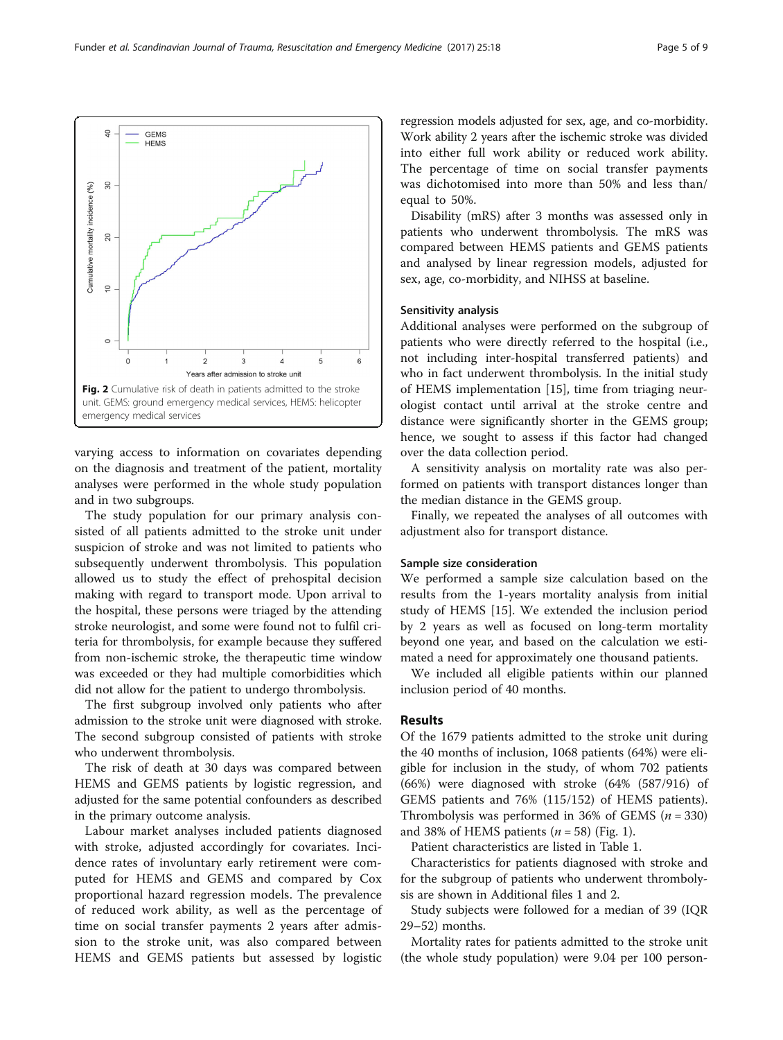Fig. 2 Cumulative risk of death in patients admitted to the stroke unit. GEMS: ground emergency medical services, HEMS: helicopter emergency medical services

varying access to information on covariates depending on the diagnosis and treatment of the patient, mortality analyses were performed in the whole study population and in two subgroups.

The study population for our primary analysis consisted of all patients admitted to the stroke unit under suspicion of stroke and was not limited to patients who subsequently underwent thrombolysis. This population allowed us to study the effect of prehospital decision making with regard to transport mode. Upon arrival to the hospital, these persons were triaged by the attending stroke neurologist, and some were found not to fulfil criteria for thrombolysis, for example because they suffered from non-ischemic stroke, the therapeutic time window was exceeded or they had multiple comorbidities which did not allow for the patient to undergo thrombolysis.

The first subgroup involved only patients who after admission to the stroke unit were diagnosed with stroke. The second subgroup consisted of patients with stroke who underwent thrombolysis.

The risk of death at 30 days was compared between HEMS and GEMS patients by logistic regression, and adjusted for the same potential confounders as described in the primary outcome analysis.

Labour market analyses included patients diagnosed with stroke, adjusted accordingly for covariates. Incidence rates of involuntary early retirement were computed for HEMS and GEMS and compared by Cox proportional hazard regression models. The prevalence of reduced work ability, as well as the percentage of time on social transfer payments 2 years after admission to the stroke unit, was also compared between HEMS and GEMS patients but assessed by logistic regression models adjusted for sex, age, and co-morbidity. Work ability 2 years after the ischemic stroke was divided into either full work ability or reduced work ability. The percentage of time on social transfer payments was dichotomised into more than 50% and less than/equal to 50%.

Disability (mRS) after 3 months was assessed only in patients who underwent thrombolysis. The mRS was compared between HEMS patients and GEMS patients and analysed by linear regression models, adjusted for sex, age, co-morbidity, and NIHSS at baseline.

### Sensitivity analysis

Additional analyses were performed on the subgroup of patients who were directly referred to the hospital (i.e., not including inter-hospital transferred patients) and who in fact underwent thrombolysis. In the initial study of HEMS implementation [15], time from triaging neurologist contact until arrival at the stroke centre and distance were significantly shorter in the GEMS group; hence, we sought to assess if this factor had changed over the data collection period.

A sensitivity analysis on mortality rate was also performed on patients with transport distances longer than the median distance in the GEMS group.

Finally, we repeated the analyses of all outcomes with adjustment also for transport distance.

### Sample size consideration

We performed a sample size calculation based on the results from the 1-years mortality analysis from initial study of HEMS [15]. We extended the inclusion period by 2 years as well as focused on long-term mortality beyond one year, and based on the calculation we estimated a need for approximately one thousand patients.

We included all eligible patients within our planned inclusion period of 40 months.

## Results

Of the 1679 patients admitted to the stroke unit during the 40 months of inclusion, 1068 patients (64%) were eligible for inclusion in the study, of whom 702 patients (66%) were diagnosed with stroke (64% (587/916) of GEMS patients and 76% (115/152) of HEMS patients). Thrombolysis was performed in 36% of GEMS ($n = 330$) and 38% of HEMS patients ($n = 58$) (Fig. 1).

Patient characteristics are listed in Table 1.

Characteristics for patients diagnosed with stroke and for the subgroup of patients who underwent thrombolysis are shown in Additional files 1 and 2.

Study subjects were followed for a median of 39 (IQR 29–52) months.

Mortality rates for patients admitted to the stroke unit (the whole study population) were 9.04 per 100 person-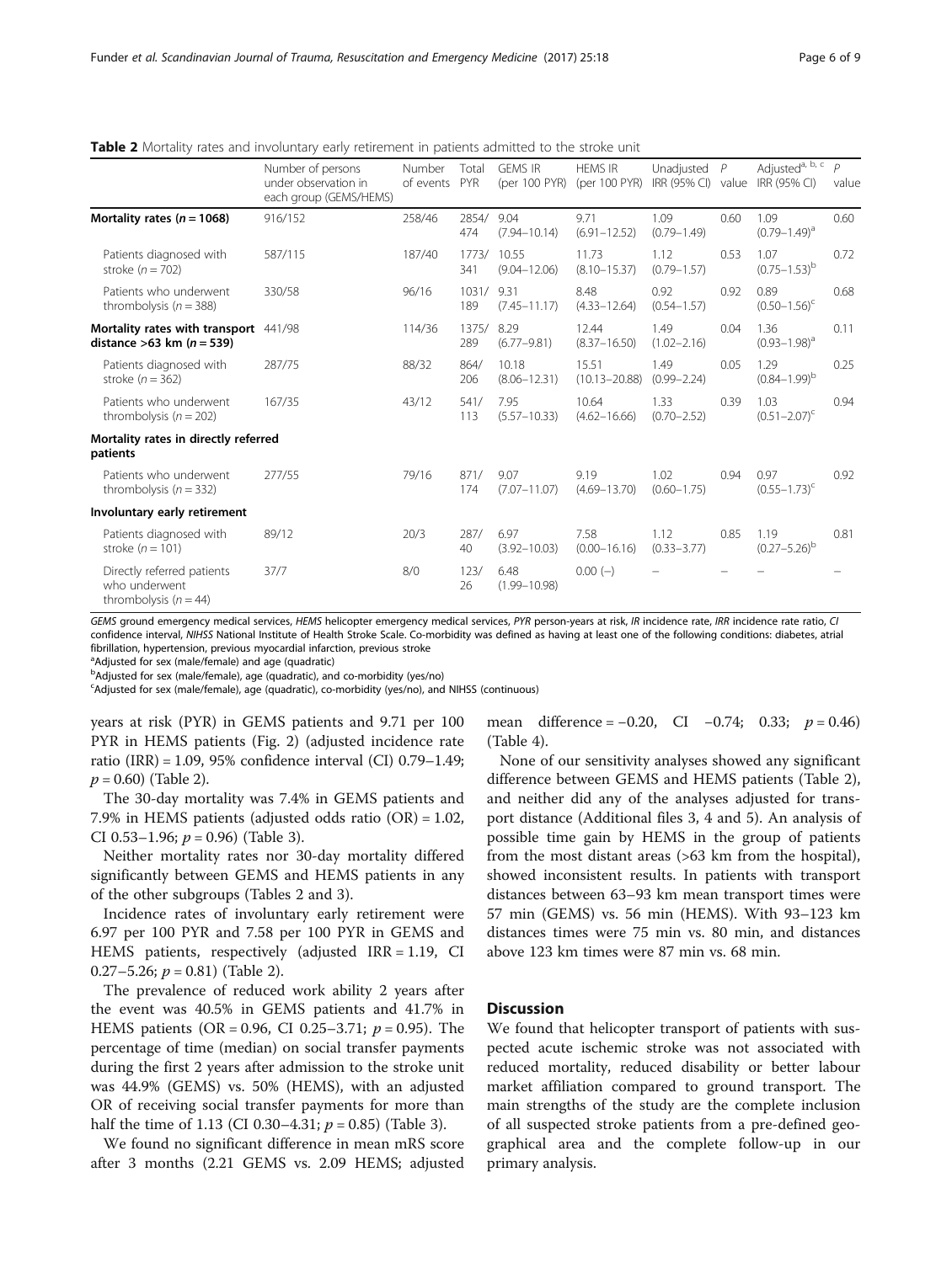**Table 2** Mortality rates and involuntary early retirement in patients admitted to the stroke unit

| | Number of persons under observation in each group (GEMS/HEMS) | Number of events | Total PYR | GEMS IR (per 100 PYR) | HEMS IR (per 100 PYR) | Unadjusted IRR (95% CI) | P value | Adjusted[a, b, c] IRR (95% CI) | P value |
|---|---|---|---|---|---|---|---|---|---|
| **Mortality rates ($n = 1068$)** | 916/152 | 258/46 | 2854/474 | 9.04 (7.94–10.14) | 9.71 (6.91–12.52) | 1.09 (0.79–1.49) | 0.60 | 1.09 (0.79–1.49)[a] | 0.60 |
| Patients diagnosed with stroke ($n = 702$) | 587/115 | 187/40 | 1773/341 | 10.55 (9.04–12.06) | 11.73 (8.10–15.37) | 1.12 (0.79–1.57) | 0.53 | 1.07 (0.75–1.53)[b] | 0.72 |
| Patients who underwent thrombolysis ($n = 388$) | 330/58 | 96/16 | 1031/189 | 9.31 (7.45–11.17) | 8.48 (4.33–12.64) | 0.92 (0.54–1.57) | 0.92 | 0.89 (0.50–1.56)[c] | 0.68 |
| **Mortality rates with transport distance >63 km ($n = 539$)** | 441/98 | 114/36 | 1375/289 | 8.29 (6.77–9.81) | 12.44 (8.37–16.50) | 1.49 (1.02–2.16) | 0.04 | 1.36 (0.93–1.98)[a] | 0.11 |
| Patients diagnosed with stroke ($n = 362$) | 287/75 | 88/32 | 864/206 | 10.18 (8.06–12.31) | 15.51 (10.13–20.88) | 1.49 (0.99–2.24) | 0.05 | 1.29 (0.84–1.99)[b] | 0.25 |
| Patients who underwent thrombolysis ($n = 202$) | 167/35 | 43/12 | 541/113 | 7.95 (5.57–10.33) | 10.64 (4.62–16.66) | 1.33 (0.70–2.52) | 0.39 | 1.03 (0.51–2.07)[c] | 0.94 |
| **Mortality rates in directly referred patients** | | | | | | | | | |
| Patients who underwent thrombolysis ($n = 332$) | 277/55 | 79/16 | 871/174 | 9.07 (7.07–11.07) | 9.19 (4.69–13.70) | 1.02 (0.60–1.75) | 0.94 | 0.97 (0.55–1.73)[c] | 0.92 |
| **Involuntary early retirement** | | | | | | | | | |
| Patients diagnosed with stroke ($n = 101$) | 89/12 | 20/3 | 287/40 | 6.97 (3.92–10.03) | 7.58 (0.00–16.16) | 1.12 (0.33–3.77) | 0.85 | 1.19 (0.27–5.26)[b] | 0.81 |
| Directly referred patients who underwent thrombolysis ($n = 44$) | 37/7 | 8/0 | 123/26 | 6.48 (1.99–10.98) | 0.00 (–) | – | – | – | – |

GEMS ground emergency medical services, HEMS helicopter emergency medical services, PYR person-years at risk, IR incidence rate, IRR incidence rate ratio, CI confidence interval, NIHSS National Institute of Health Stroke Scale. Co-morbidity was defined as having at least one of the following conditions: diabetes, atrial fibrillation, hypertension, previous myocardial infarction, previous stroke

[a]Adjusted for sex (male/female) and age (quadratic)

[b]Adjusted for sex (male/female), age (quadratic), and co-morbidity (yes/no)

[c]Adjusted for sex (male/female), age (quadratic), co-morbidity (yes/no), and NIHSS (continuous)

years at risk (PYR) in GEMS patients and 9.71 per 100 PYR in HEMS patients (Fig. 2) (adjusted incidence rate ratio (IRR) = 1.09, 95% confidence interval (CI) 0.79–1.49; $p = 0.60$) (Table 2).

The 30-day mortality was 7.4% in GEMS patients and 7.9% in HEMS patients (adjusted odds ratio (OR) = 1.02, CI 0.53–1.96; $p = 0.96$) (Table 3).

Neither mortality rates nor 30-day mortality differed significantly between GEMS and HEMS patients in any of the other subgroups (Tables 2 and 3).

Incidence rates of involuntary early retirement were 6.97 per 100 PYR and 7.58 per 100 PYR in GEMS and HEMS patients, respectively (adjusted IRR = 1.19, CI 0.27–5.26; $p = 0.81$) (Table 2).

The prevalence of reduced work ability 2 years after the event was 40.5% in GEMS patients and 41.7% in HEMS patients (OR = 0.96, CI 0.25–3.71; $p = 0.95$). The percentage of time (median) on social transfer payments during the first 2 years after admission to the stroke unit was 44.9% (GEMS) vs. 50% (HEMS), with an adjusted OR of receiving social transfer payments for more than half the time of 1.13 (CI 0.30–4.31; $p = 0.85$) (Table 3).

We found no significant difference in mean mRS score after 3 months (2.21 GEMS vs. 2.09 HEMS; adjusted mean difference = −0.20, CI −0.74; 0.33; $p = 0.46$) (Table 4).

None of our sensitivity analyses showed any significant difference between GEMS and HEMS patients (Table 2), and neither did any of the analyses adjusted for transport distance (Additional files 3, 4 and 5). An analysis of possible time gain by HEMS in the group of patients from the most distant areas (>63 km from the hospital), showed inconsistent results. In patients with transport distances between 63–93 km mean transport times were 57 min (GEMS) vs. 56 min (HEMS). With 93–123 km distances times were 75 min vs. 80 min, and distances above 123 km times were 87 min vs. 68 min.

## Discussion

We found that helicopter transport of patients with suspected acute ischemic stroke was not associated with reduced mortality, reduced disability or better labour market affiliation compared to ground transport. The main strengths of the study are the complete inclusion of all suspected stroke patients from a pre-defined geographical area and the complete follow-up in our primary analysis.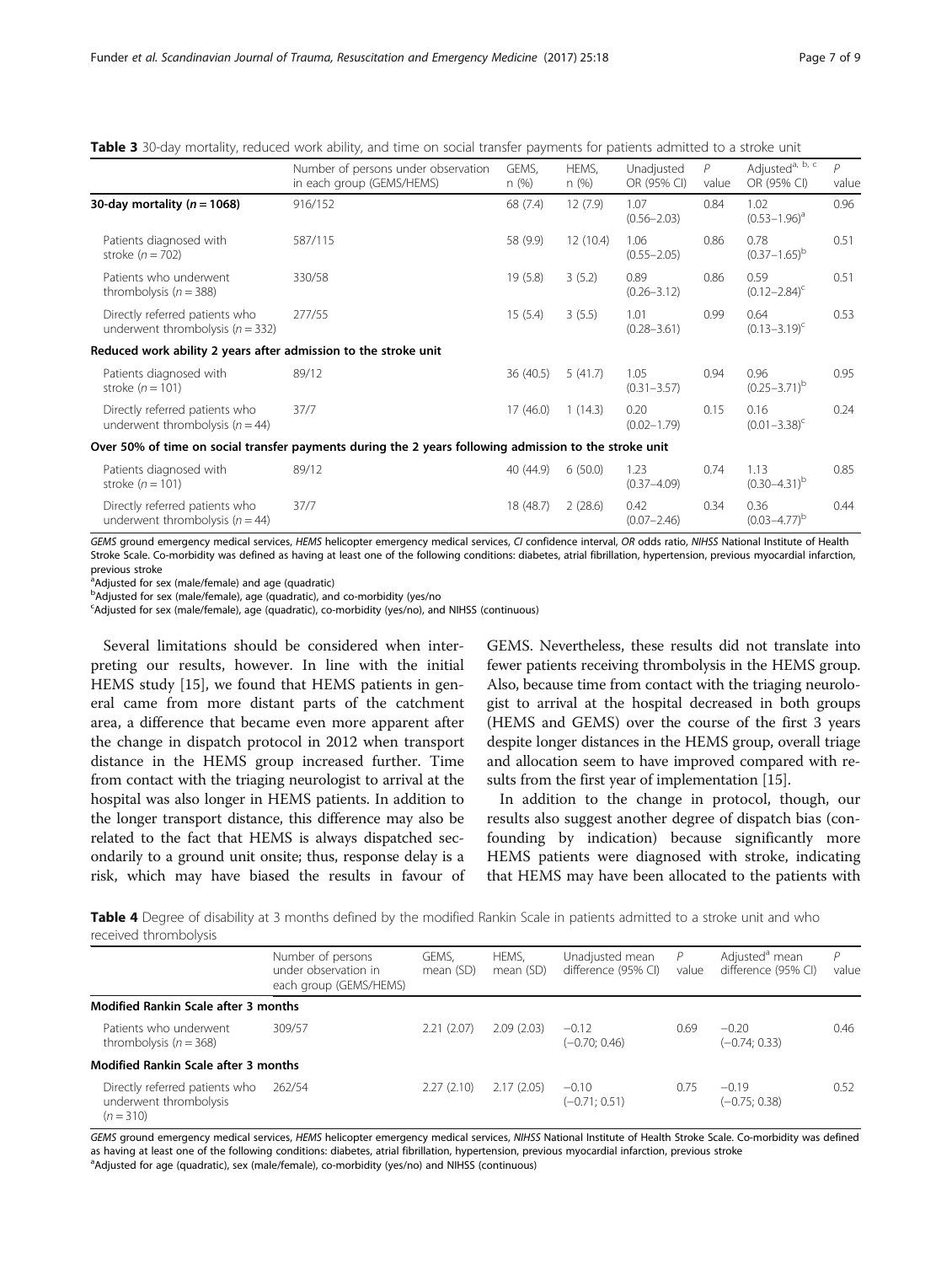**Table 3** 30-day mortality, reduced work ability, and time on social transfer payments for patients admitted to a stroke unit

| | Number of persons under observation in each group (GEMS/HEMS) | GEMS, n (%) | HEMS, n (%) | Unadjusted OR (95% CI) | P value | Adjusted[a, b, c] OR (95% CI) | P value |
|---|---|---|---|---|---|---|---|
| **30-day mortality (n = 1068)** | 916/152 | 68 (7.4) | 12 (7.9) | 1.07 (0.56–2.03) | 0.84 | 1.02 (0.53–1.96)[a] | 0.96 |
| Patients diagnosed with stroke (n = 702) | 587/115 | 58 (9.9) | 12 (10.4) | 1.06 (0.55–2.05) | 0.86 | 0.78 (0.37–1.65)[b] | 0.51 |
| Patients who underwent thrombolysis (n = 388) | 330/58 | 19 (5.8) | 3 (5.2) | 0.89 (0.26–3.12) | 0.86 | 0.59 (0.12–2.84)[c] | 0.51 |
| Directly referred patients who underwent thrombolysis (n = 332) | 277/55 | 15 (5.4) | 3 (5.5) | 1.01 (0.28–3.61) | 0.99 | 0.64 (0.13–3.19)[c] | 0.53 |
| **Reduced work ability 2 years after admission to the stroke unit** | | | | | | | |
| Patients diagnosed with stroke (n = 101) | 89/12 | 36 (40.5) | 5 (41.7) | 1.05 (0.31–3.57) | 0.94 | 0.96 (0.25–3.71)[b] | 0.95 |
| Directly referred patients who underwent thrombolysis (n = 44) | 37/7 | 17 (46.0) | 1 (14.3) | 0.20 (0.02–1.79) | 0.15 | 0.16 (0.01–3.38)[c] | 0.24 |
| **Over 50% of time on social transfer payments during the 2 years following admission to the stroke unit** | | | | | | | |
| Patients diagnosed with stroke (n = 101) | 89/12 | 40 (44.9) | 6 (50.0) | 1.23 (0.37–4.09) | 0.74 | 1.13 (0.30–4.31)[b] | 0.85 |
| Directly referred patients who underwent thrombolysis (n = 44) | 37/7 | 18 (48.7) | 2 (28.6) | 0.42 (0.07–2.46) | 0.34 | 0.36 (0.03–4.77)[b] | 0.44 |

*GEMS* ground emergency medical services, *HEMS* helicopter emergency medical services, *CI* confidence interval, *OR* odds ratio, *NIHSS* National Institute of Health Stroke Scale. Co-morbidity was defined as having at least one of the following conditions: diabetes, atrial fibrillation, hypertension, previous myocardial infarction, previous stroke

[a]Adjusted for sex (male/female) and age (quadratic)

[b]Adjusted for sex (male/female), age (quadratic), and co-morbidity (yes/no

[c]Adjusted for sex (male/female), age (quadratic), co-morbidity (yes/no), and NIHSS (continuous)

Several limitations should be considered when interpreting our results, however. In line with the initial HEMS study [15], we found that HEMS patients in general came from more distant parts of the catchment area, a difference that became even more apparent after the change in dispatch protocol in 2012 when transport distance in the HEMS group increased further. Time from contact with the triaging neurologist to arrival at the hospital was also longer in HEMS patients. In addition to the longer transport distance, this difference may also be related to the fact that HEMS is always dispatched secondarily to a ground unit onsite; thus, response delay is a risk, which may have biased the results in favour of GEMS. Nevertheless, these results did not translate into fewer patients receiving thrombolysis in the HEMS group. Also, because time from contact with the triaging neurologist to arrival at the hospital decreased in both groups (HEMS and GEMS) over the course of the first 3 years despite longer distances in the HEMS group, overall triage and allocation seem to have improved compared with results from the first year of implementation [15].

In addition to the change in protocol, though, our results also suggest another degree of dispatch bias (confounding by indication) because significantly more HEMS patients were diagnosed with stroke, indicating that HEMS may have been allocated to the patients with

**Table 4** Degree of disability at 3 months defined by the modified Rankin Scale in patients admitted to a stroke unit and who received thrombolysis

| | Number of persons under observation in each group (GEMS/HEMS) | GEMS, mean (SD) | HEMS, mean (SD) | Unadjusted mean difference (95% CI) | P value | Adjusted[a] mean difference (95% CI) | P value |
|---|---|---|---|---|---|---|---|
| **Modified Rankin Scale after 3 months** | | | | | | | |
| Patients who underwent thrombolysis (n = 368) | 309/57 | 2.21 (2.07) | 2.09 (2.03) | −0.12 (−0.70; 0.46) | 0.69 | −0.20 (−0.74; 0.33) | 0.46 |
| **Modified Rankin Scale after 3 months** | | | | | | | |
| Directly referred patients who underwent thrombolysis (n = 310) | 262/54 | 2.27 (2.10) | 2.17 (2.05) | −0.10 (−0.71; 0.51) | 0.75 | −0.19 (−0.75; 0.38) | 0.52 |

*GEMS* ground emergency medical services, *HEMS* helicopter emergency medical services, *NIHSS* National Institute of Health Stroke Scale. Co-morbidity was defined as having at least one of the following conditions: diabetes, atrial fibrillation, hypertension, previous myocardial infarction, previous stroke

[a]Adjusted for age (quadratic), sex (male/female), co-morbidity (yes/no) and NIHSS (continuous)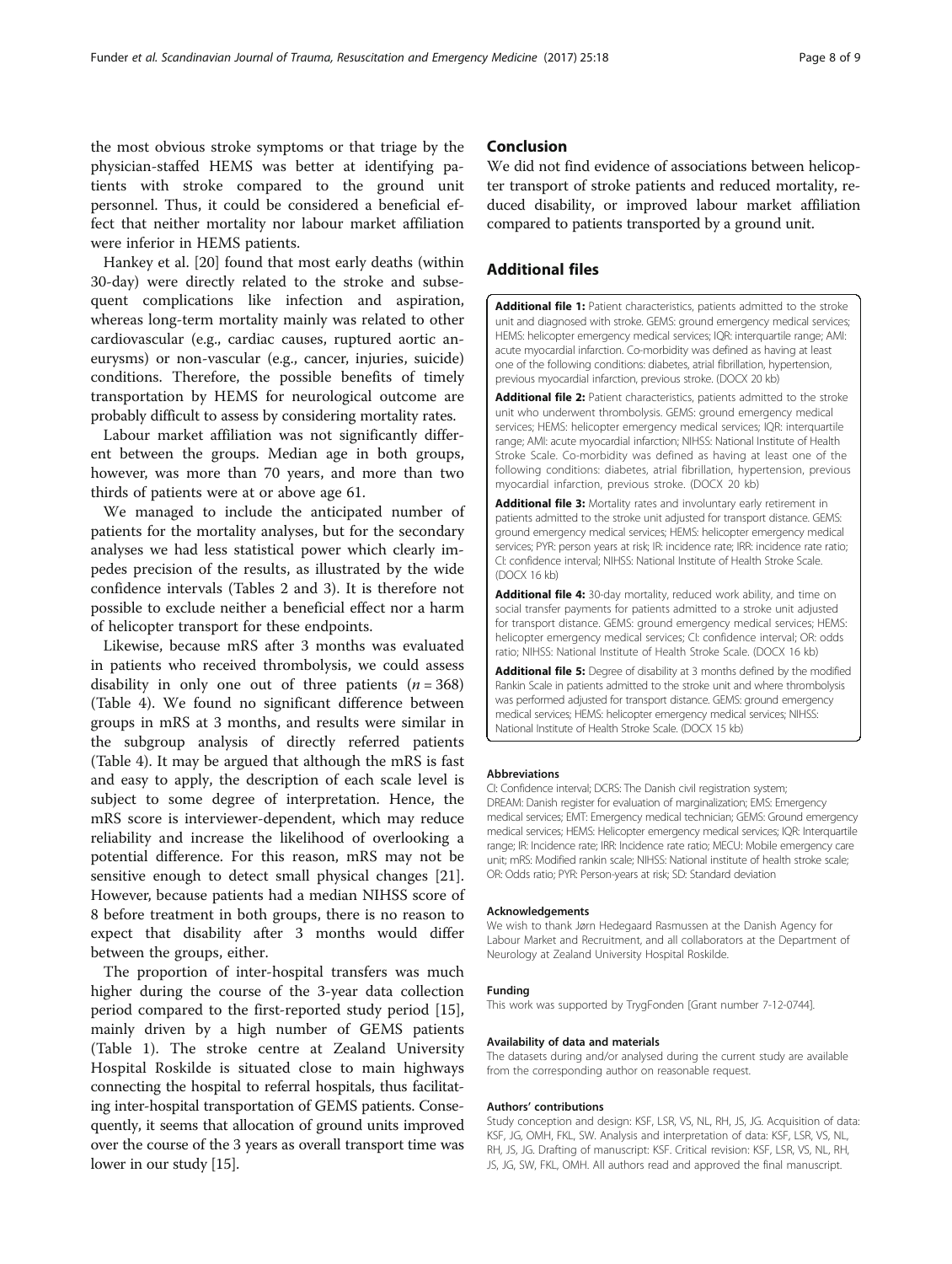the most obvious stroke symptoms or that triage by the physician-staffed HEMS was better at identifying patients with stroke compared to the ground unit personnel. Thus, it could be considered a beneficial effect that neither mortality nor labour market affiliation were inferior in HEMS patients.

Hankey et al. [20] found that most early deaths (within 30-day) were directly related to the stroke and subsequent complications like infection and aspiration, whereas long-term mortality mainly was related to other cardiovascular (e.g., cardiac causes, ruptured aortic aneurysms) or non-vascular (e.g., cancer, injuries, suicide) conditions. Therefore, the possible benefits of timely transportation by HEMS for neurological outcome are probably difficult to assess by considering mortality rates.

Labour market affiliation was not significantly different between the groups. Median age in both groups, however, was more than 70 years, and more than two thirds of patients were at or above age 61.

We managed to include the anticipated number of patients for the mortality analyses, but for the secondary analyses we had less statistical power which clearly impedes precision of the results, as illustrated by the wide confidence intervals (Tables 2 and 3). It is therefore not possible to exclude neither a beneficial effect nor a harm of helicopter transport for these endpoints.

Likewise, because mRS after 3 months was evaluated in patients who received thrombolysis, we could assess disability in only one out of three patients ($n = 368$) (Table 4). We found no significant difference between groups in mRS at 3 months, and results were similar in the subgroup analysis of directly referred patients (Table 4). It may be argued that although the mRS is fast and easy to apply, the description of each scale level is subject to some degree of interpretation. Hence, the mRS score is interviewer-dependent, which may reduce reliability and increase the likelihood of overlooking a potential difference. For this reason, mRS may not be sensitive enough to detect small physical changes [21]. However, because patients had a median NIHSS score of 8 before treatment in both groups, there is no reason to expect that disability after 3 months would differ between the groups, either.

The proportion of inter-hospital transfers was much higher during the course of the 3-year data collection period compared to the first-reported study period [15], mainly driven by a high number of GEMS patients (Table 1). The stroke centre at Zealand University Hospital Roskilde is situated close to main highways connecting the hospital to referral hospitals, thus facilitating inter-hospital transportation of GEMS patients. Consequently, it seems that allocation of ground units improved over the course of the 3 years as overall transport time was lower in our study [15].

## Conclusion

We did not find evidence of associations between helicopter transport of stroke patients and reduced mortality, reduced disability, or improved labour market affiliation compared to patients transported by a ground unit.

## Additional files

**Additional file 1:** Patient characteristics, patients admitted to the stroke unit and diagnosed with stroke. GEMS: ground emergency medical services; HEMS: helicopter emergency medical services; IQR: interquartile range; AMI: acute myocardial infarction. Co-morbidity was defined as having at least one of the following conditions: diabetes, atrial fibrillation, hypertension, previous myocardial infarction, previous stroke. (DOCX 20 kb)

**Additional file 2:** Patient characteristics, patients admitted to the stroke unit who underwent thrombolysis. GEMS: ground emergency medical services; HEMS: helicopter emergency medical services; IQR: interquartile range; AMI: acute myocardial infarction; NIHSS: National Institute of Health Stroke Scale. Co-morbidity was defined as having at least one of the following conditions: diabetes, atrial fibrillation, hypertension, previous myocardial infarction, previous stroke. (DOCX 20 kb)

**Additional file 3:** Mortality rates and involuntary early retirement in patients admitted to the stroke unit adjusted for transport distance. GEMS: ground emergency medical services; HEMS: helicopter emergency medical services; PYR: person years at risk; IR: incidence rate; IRR: incidence rate ratio; CI: confidence interval; NIHSS: National Institute of Health Stroke Scale. (DOCX 16 kb)

**Additional file 4:** 30-day mortality, reduced work ability, and time on social transfer payments for patients admitted to a stroke unit adjusted for transport distance. GEMS: ground emergency medical services; HEMS: helicopter emergency medical services; CI: confidence interval; OR: odds ratio; NIHSS: National Institute of Health Stroke Scale. (DOCX 16 kb)

**Additional file 5:** Degree of disability at 3 months defined by the modified Rankin Scale in patients admitted to the stroke unit and where thrombolysis was performed adjusted for transport distance. GEMS: ground emergency medical services; HEMS: helicopter emergency medical services; NIHSS: National Institute of Health Stroke Scale. (DOCX 15 kb)

#### Abbreviations

CI: Confidence interval; DCRS: The Danish civil registration system; DREAM: Danish register for evaluation of marginalization; EMS: Emergency medical services; EMT: Emergency medical technician; GEMS: Ground emergency medical services; HEMS: Helicopter emergency medical services; IQR: Interquartile range; IR: Incidence rate; IRR: Incidence rate ratio; MECU: Mobile emergency care unit; mRS: Modified rankin scale; NIHSS: National institute of health stroke scale; OR: Odds ratio; PYR: Person-years at risk; SD: Standard deviation

#### Acknowledgements

We wish to thank Jørn Hedegaard Rasmussen at the Danish Agency for Labour Market and Recruitment, and all collaborators at the Department of Neurology at Zealand University Hospital Roskilde.

#### Funding

This work was supported by TrygFonden [Grant number 7-12-0744].

#### Availability of data and materials

The datasets during and/or analysed during the current study are available from the corresponding author on reasonable request.

#### Authors' contributions

Study conception and design: KSF, LSR, VS, NL, RH, JS, JG. Acquisition of data: KSF, JG, OMH, FKL, SW. Analysis and interpretation of data: KSF, LSR, VS, NL, RH, JS, JG. Drafting of manuscript: KSF. Critical revision: KSF, LSR, VS, NL, RH, JS, JG, SW, FKL, OMH. All authors read and approved the final manuscript.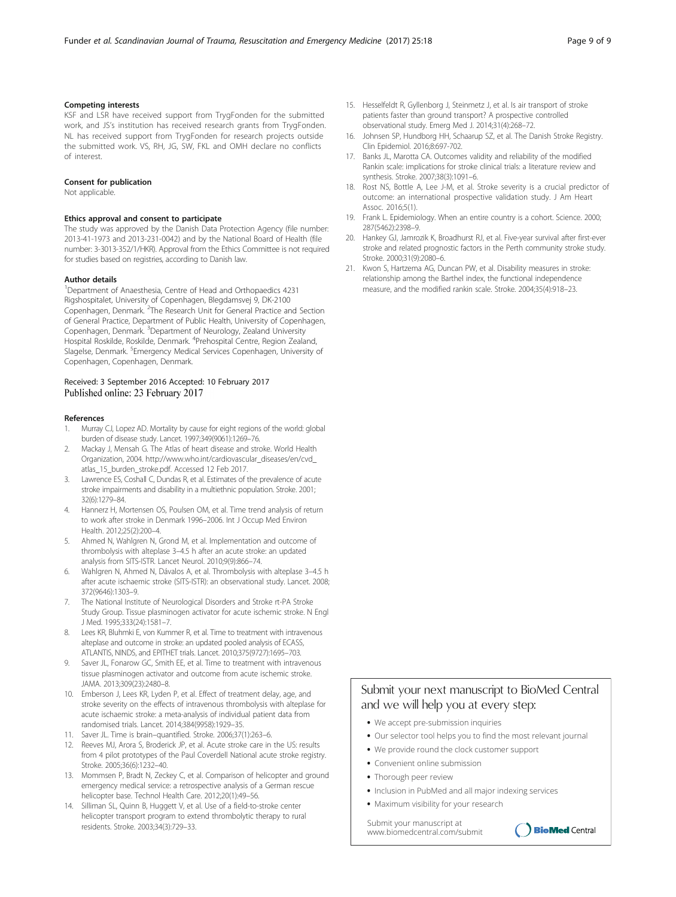### Competing interests

KSF and LSR have received support from TrygFonden for the submitted work, and JS's institution has received research grants from TrygFonden. NL has received support from TrygFonden for research projects outside the submitted work. VS, RH, JG, SW, FKL and OMH declare no conflicts of interest.

### Consent for publication

Not applicable.

### Ethics approval and consent to participate

The study was approved by the Danish Data Protection Agency (file number: 2013-41-1973 and 2013-231-0042) and by the National Board of Health (file number: 3-3013-352/1/HKR). Approval from the Ethics Committee is not required for studies based on registries, according to Danish law.

### Author details

[1]Department of Anaesthesia, Centre of Head and Orthopaedics 4231 Rigshospitalet, University of Copenhagen, Blegdamsvej 9, DK-2100 Copenhagen, Denmark. [2]The Research Unit for General Practice and Section of General Practice, Department of Public Health, University of Copenhagen, Copenhagen, Denmark. [3]Department of Neurology, Zealand University Hospital Roskilde, Roskilde, Denmark. [4]Prehospital Centre, Region Zealand, Slagelse, Denmark. [5]Emergency Medical Services Copenhagen, University of Copenhagen, Copenhagen, Denmark.

Received: 3 September 2016 Accepted: 10 February 2017
Published online: 23 February 2017

### References

1. Murray CJ, Lopez AD. Mortality by cause for eight regions of the world: global burden of disease study. Lancet. 1997;349(9061):1269–76.
2. Mackay J, Mensah G. The Atlas of heart disease and stroke. World Health Organization, 2004. http://www.who.int/cardiovascular_diseases/en/cvd_atlas_15_burden_stroke.pdf. Accessed 12 Feb 2017.
3. Lawrence ES, Coshall C, Dundas R, et al. Estimates of the prevalence of acute stroke impairments and disability in a multiethnic population. Stroke. 2001; 32(6):1279–84.
4. Hannerz H, Mortensen OS, Poulsen OM, et al. Time trend analysis of return to work after stroke in Denmark 1996–2006. Int J Occup Med Environ Health. 2012;25(2):200–4.
5. Ahmed N, Wahlgren N, Grond M, et al. Implementation and outcome of thrombolysis with alteplase 3–4.5 h after an acute stroke: an updated analysis from SITS-ISTR. Lancet Neurol. 2010;9(9):866–74.
6. Wahlgren N, Ahmed N, Dávalos A, et al. Thrombolysis with alteplase 3–4.5 h after acute ischaemic stroke (SITS-ISTR): an observational study. Lancet. 2008; 372(9646):1303–9.
7. The National Institute of Neurological Disorders and Stroke rt-PA Stroke Study Group. Tissue plasminogen activator for acute ischemic stroke. N Engl J Med. 1995;333(24):1581–7.
8. Lees KR, Bluhmki E, von Kummer R, et al. Time to treatment with intravenous alteplase and outcome in stroke: an updated pooled analysis of ECASS, ATLANTIS, NINDS, and EPITHET trials. Lancet. 2010;375(9727):1695–703.
9. Saver JL, Fonarow GC, Smith EE, et al. Time to treatment with intravenous tissue plasminogen activator and outcome from acute ischemic stroke. JAMA. 2013;309(23):2480–8.
10. Emberson J, Lees KR, Lyden P, et al. Effect of treatment delay, age, and stroke severity on the effects of intravenous thrombolysis with alteplase for acute ischaemic stroke: a meta-analysis of individual patient data from randomised trials. Lancet. 2014;384(9958):1929–35.
11. Saver JL. Time is brain–quantified. Stroke. 2006;37(1):263–6.
12. Reeves MJ, Arora S, Broderick JP, et al. Acute stroke care in the US: results from 4 pilot prototypes of the Paul Coverdell National acute stroke registry. Stroke. 2005;36(6):1232–40.
13. Mommsen P, Bradt N, Zeckey C, et al. Comparison of helicopter and ground emergency medical service: a retrospective analysis of a German rescue helicopter base. Technol Health Care. 2012;20(1):49–56.
14. Silliman SL, Quinn B, Huggett V, et al. Use of a field-to-stroke center helicopter transport program to extend thrombolytic therapy to rural residents. Stroke. 2003;34(3):729–33.
15. Hesselfeldt R, Gyllenborg J, Steinmetz J, et al. Is air transport of stroke patients faster than ground transport? A prospective controlled observational study. Emerg Med J. 2014;31(4):268–72.
16. Johnsen SP, Hundborg HH, Schaarup SZ, et al. The Danish Stroke Registry. Clin Epidemiol. 2016;8:697-702.
17. Banks JL, Marotta CA. Outcomes validity and reliability of the modified Rankin scale: implications for stroke clinical trials: a literature review and synthesis. Stroke. 2007;38(3):1091–6.
18. Rost NS, Bottle A, Lee J-M, et al. Stroke severity is a crucial predictor of outcome: an international prospective validation study. J Am Heart Assoc. 2016;5(1).
19. Frank L. Epidemiology. When an entire country is a cohort. Science. 2000; 287(5462):2398–9.
20. Hankey GJ, Jamrozik K, Broadhurst RJ, et al. Five-year survival after first-ever stroke and related prognostic factors in the Perth community stroke study. Stroke. 2000;31(9):2080–6.
21. Kwon S, Hartzema AG, Duncan PW, et al. Disability measures in stroke: relationship among the Barthel index, the functional independence measure, and the modified rankin scale. Stroke. 2004;35(4):918–23.

Submit your next manuscript to BioMed Central and we will help you at every step:

- We accept pre-submission inquiries
- Our selector tool helps you to find the most relevant journal
- We provide round the clock customer support
- Convenient online submission
- Thorough peer review
- Inclusion in PubMed and all major indexing services
- Maximum visibility for your research

Submit your manuscript at www.biomedcentral.com/submit

BioMed Central